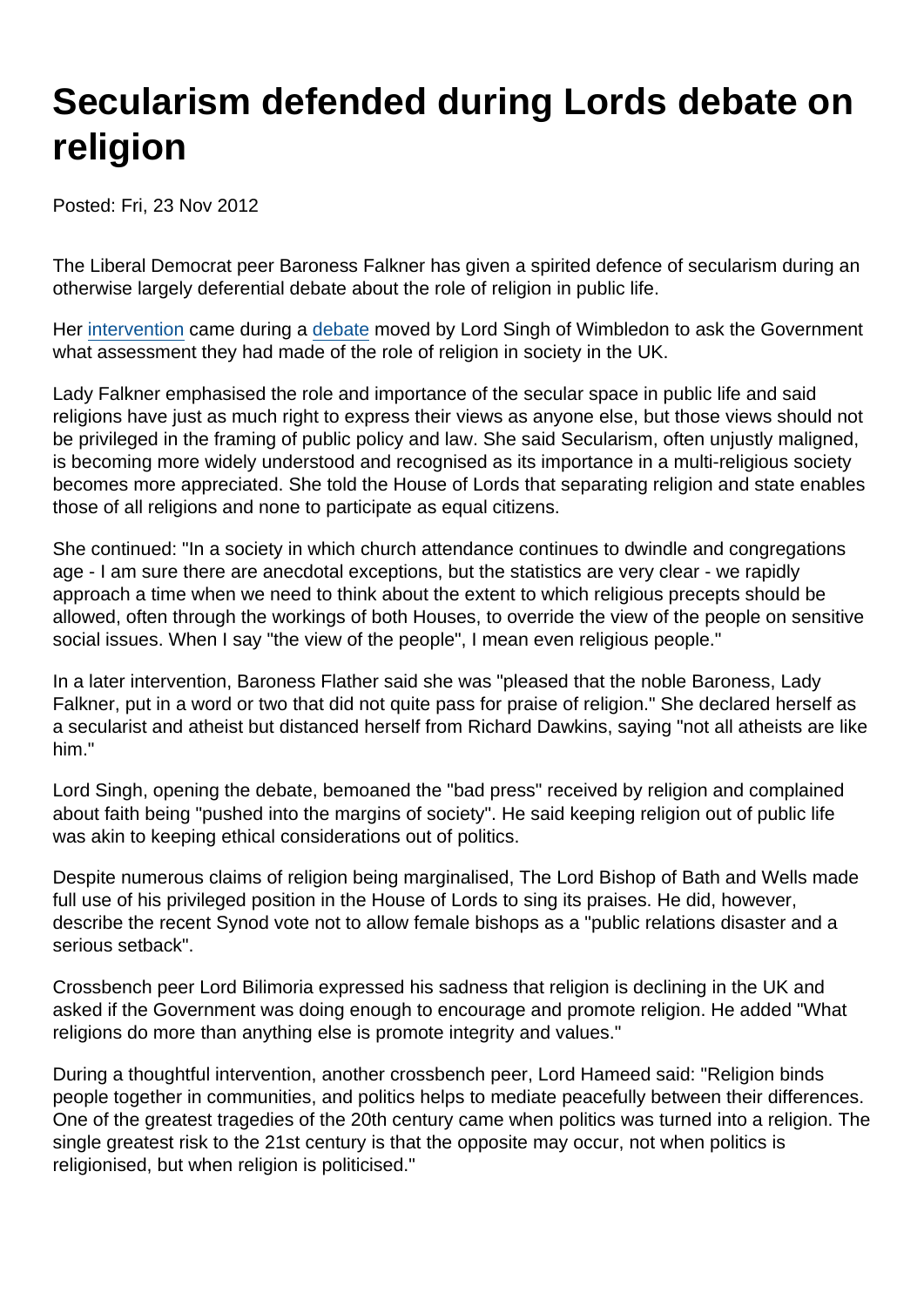# Secularism defended during Lords debate on religion

Posted: Fri, 23 Nov 2012

The Liberal Democrat peer Baroness Falkner has given a spirited defence of secularism during an otherwise largely deferential debate about the role of religion in public life.

Her intervention came during a debate moved by Lord Singh of Wimbledon to ask the Government what assessment they had made of the role of religion in society in the UK.

Lady Falkner emphasised the role and importance of the secular space in public life and said religions have just as much right to express their views as anyone else, but those views should not be privileged in the framing of public policy and law. She said Secularism, often unjustly maligned, is becoming more widely understood and recognised as its importance in a multi-religious society becomes more appreciated. She told the House of Lords that separating religion and state enables those of all religions and none to participate as equal citizens.

She continued: "In a society in which church attendance continues to dwindle and congregations age - I am sure there are anecdotal exceptions, but the statistics are very clear - we rapidly approach a time when we need to think about the extent to which religious precepts should be allowed, often through the workings of both Houses, to override the view of the people on sensitive social issues. When I say "the view of the people", I mean even religious people."

In a later intervention, Baroness Flather said she was "pleased that the noble Baroness, Lady Falkner, put in a word or two that did not quite pass for praise of religion." She declared herself as a secularist and atheist but distanced herself from Richard Dawkins, saying "not all atheists are like him."

Lord Singh, opening the debate, bemoaned the "bad press" received by religion and complained about faith being "pushed into the margins of society". He said keeping religion out of public life was akin to keeping ethical considerations out of politics.

Despite numerous claims of religion being marginalised, The Lord Bishop of Bath and Wells made full use of his privileged position in the House of Lords to sing its praises. He did, however, describe the recent Synod vote not to allow female bishops as a "public relations disaster and a serious setback".

Crossbench peer Lord Bilimoria expressed his sadness that religion is declining in the UK and asked if the Government was doing enough to encourage and promote religion. He added "What religions do more than anything else is promote integrity and values."

During a thoughtful intervention, another crossbench peer, Lord Hameed said: "Religion binds people together in communities, and politics helps to mediate peacefully between their differences. One of the greatest tragedies of the 20th century came when politics was turned into a religion. The single greatest risk to the 21st century is that the opposite may occur, not when politics is religionised, but when religion is politicised."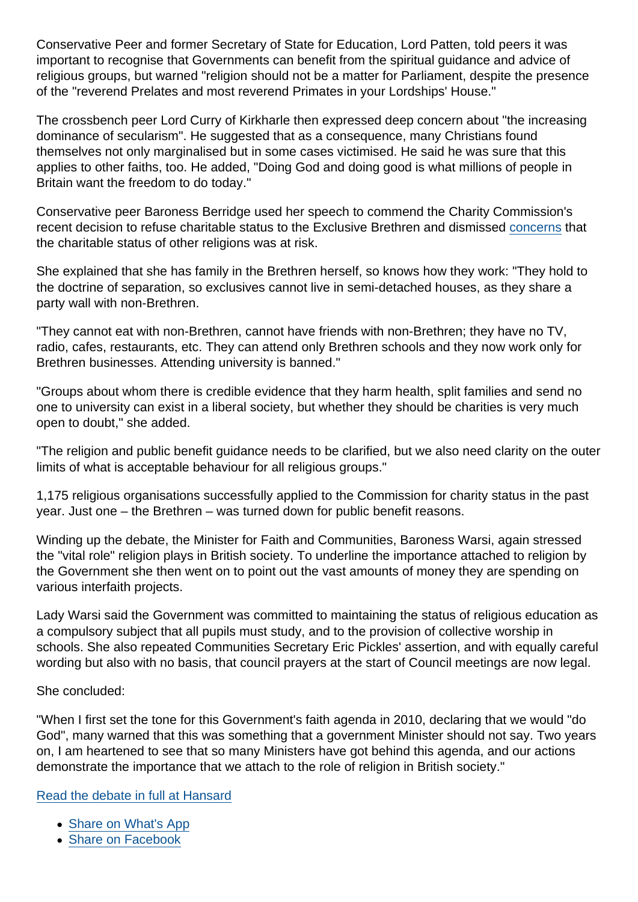Conservative Peer and former Secretary of State for Education, Lord Patten, told peers it was important to recognise that Governments can benefit from the spiritual guidance and advice of religious groups, but warned "religion should not be a matter for Parliament, despite the presence of the "reverend Prelates and most reverend Primates in your Lordships' House."

The crossbench peer Lord Curry of Kirkharle then expressed deep concern about "the increasing dominance of secularism". He suggested that as a consequence, many Christians found themselves not only marginalised but in some cases victimised. He said he was sure that this applies to other faiths, too. He added, "Doing God and doing good is what millions of people in Britain want the freedom to do today."

Conservative peer Baroness Berridge used her speech to commend the Charity Commission's recent decision to refuse charitable status to the Exclusive Brethren and dismissed concerns that the charitable status of other religions was at risk.

She explained that she has family in the Brethren herself, so knows how they work: "They hold to the doctrine of separation, so exclusives cannot live in semi-detached houses, as they share a party wall with non-Brethren.

"They cannot eat with non-Brethren, cannot have friends with non-Brethren; they have no TV, radio, cafes, restaurants, etc. They can attend only Brethren schools and they now work only for Brethren businesses. Attending university is banned."

"Groups about whom there is credible evidence that they harm health, split families and send no one to university can exist in a liberal society, but whether they should be charities is very much open to doubt," she added.

"The religion and public benefit guidance needs to be clarified, but we also need clarity on the outer limits of what is acceptable behaviour for all religious groups."

1,175 religious organisations successfully applied to the Commission for charity status in the past year. Just one – the Brethren – was turned down for public benefit reasons.

Winding up the debate, the Minister for Faith and Communities, Baroness Warsi, again stressed the "vital role" religion plays in British society. To underline the importance attached to religion by the Government she then went on to point out the vast amounts of money they are spending on various interfaith projects.

Lady Warsi said the Government was committed to maintaining the status of religious education as a compulsory subject that all pupils must study, and to the provision of collective worship in schools. She also repeated Communities Secretary Eric Pickles' assertion, and with equally careful wording but also with no basis, that council prayers at the start of Council meetings are now legal.

She concluded:

"When I first set the tone for this Government's faith agenda in 2010, declaring that we would "do God", many warned that this was something that a government Minister should not say. Two years on, I am heartened to see that so many Ministers have got behind this agenda, and our actions demonstrate the importance that we attach to the role of religion in British society."

Read the debate in full at Hansard

- Share on What's App
- Share on Facebook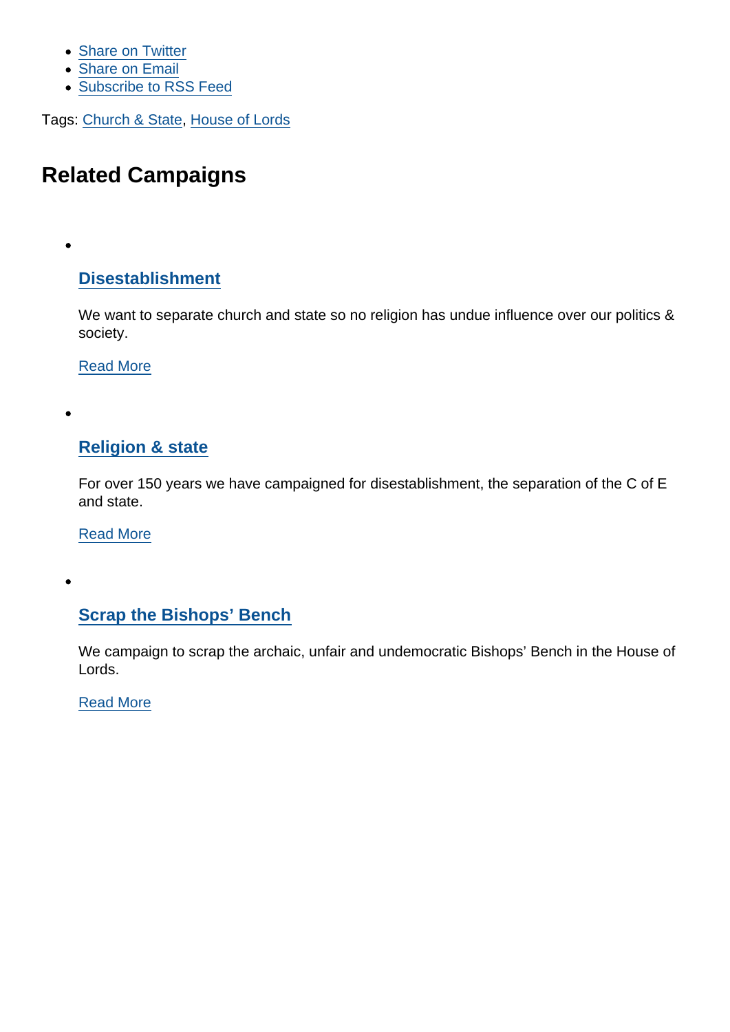- Share on Twitter
- Share on Email
- Subscribe to RSS Feed

Tags: Church & State, House of Lords

## Related Campaigns

- ### Disestablishment

  We want to separate church and state so no religion has undue influence over our politics & society.

  Read More

- ### Religion & state

  For over 150 years we have campaigned for disestablishment, the separation of the C of E and state.

  Read More

- ### Scrap the Bishops' Bench

  We campaign to scrap the archaic, unfair and undemocratic Bishops' Bench in the House of Lords.

  Read More